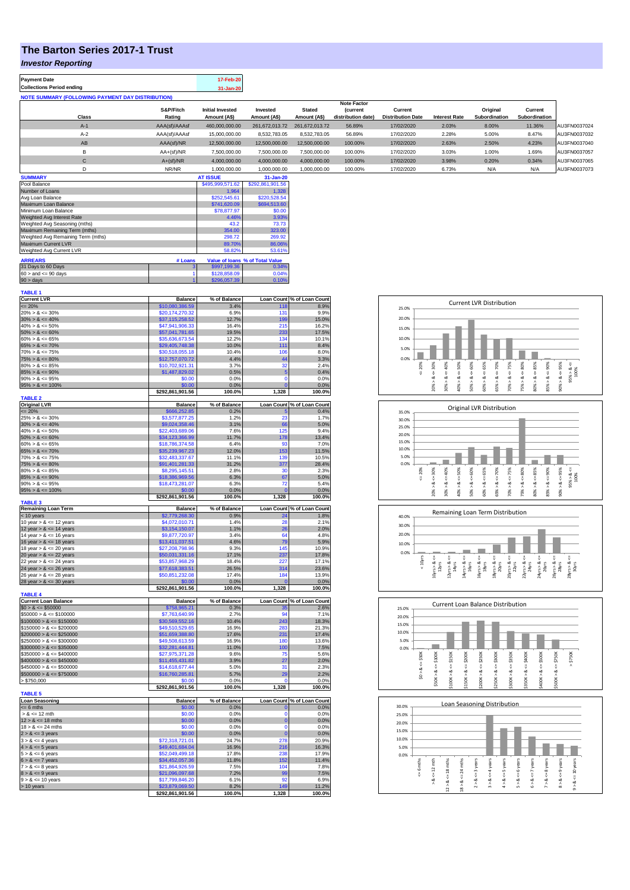# The Barton Series 2017-1 Trust

## *Investor Reporting*

| Payment Date | 17-Feb-20 |
|---|---|
| Collections Period ending | 31-Jan-20 |

**NOTE SUMMARY (FOLLOWING PAYMENT DAY DISTRIBUTION)**

| Class | S&P/Fitch Rating | Initial Invested Amount (A$) | Invested Amount (A$) | Stated Amount (A$) | Note Factor (current distribution date) | Current Distribution Date | Interest Rate | Original Subordination | Current Subordination | |
|---|---|---|---|---|---|---|---|---|---|---|
| A-1 | AAA(sf)/AAAsf | 460,000,000.00 | 261,672,013.72 | 261,672,013.72 | 56.89% | 17/02/2020 | 2.03% | 8.00% | 11.36% | AU3FN0037024 |
| A-2 | AAA(sf)/AAAsf | 15,000,000.00 | 8,532,783.05 | 8,532,783.05 | 56.89% | 17/02/2020 | 2.28% | 5.00% | 8.47% | AU3FN0037032 |
| AB | AAA(sf)/NR | 12,500,000.00 | 12,500,000.00 | 12,500,000.00 | 100.00% | 17/02/2020 | 2.63% | 2.50% | 4.23% | AU3FN0037040 |
| B | AA+(sf)/NR | 7,500,000.00 | 7,500,000.00 | 7,500,000.00 | 100.00% | 17/02/2020 | 3.03% | 1.00% | 1.69% | AU3FN0037057 |
| C | A+(sf)/NR | 4,000,000.00 | 4,000,000.00 | 4,000,000.00 | 100.00% | 17/02/2020 | 3.98% | 0.20% | 0.34% | AU3FN0037065 |
| D | NR/NR | 1,000,000.00 | 1,000,000.00 | 1,000,000.00 | 100.00% | 17/02/2020 | 6.73% | N/A | N/A | AU3FN0037073 |

| SUMMARY | AT ISSUE | 31-Jan-20 |
|---|---|---|
| Pool Balance | $495,999,571.62 | $292,861,901.56 |
| Number of Loans | 1,964 | 1,328 |
| Avg Loan Balance | $252,545.61 | $220,528.54 |
| Maximum Loan Balance | $741,620.09 | $694,513.60 |
| Minimum Loan Balance | $78,877.97 | $0.00 |
| Weighted Avg Interest Rate | 4.46% | 3.93% |
| Weighted Avg Seasoning (mths) | 43.2 | 73.73 |
| Maximum Remaining Term (mths) | 354.00 | 323.00 |
| Weighted Avg Remaining Term (mths) | 298.72 | 269.92 |
| Maximum Current LVR | 89.70% | 86.06% |
| Weighted Avg Current LVR | 58.82% | 53.61% |

| ARREARS | # Loans | Value of loans | % of Total Value |
|---|---|---|---|
| 31 Days to 60 Days | 3 | $997,199.36 | 0.34% |
| 60 > and <= 90 days | 1 | $128,858.09 | 0.04% |
| 90 > days | 1 | $296,057.39 | 0.10% |

**TABLE 1**

| Current LVR | Balance | % of Balance | Loan Count | % of Loan Count |
|---|---|---|---|---|
| <= 20% | $10,080,386.59 | 3.4% | 118 | 8.9% |
| 20% > & <= 30% | $20,174,270.32 | 6.9% | 131 | 9.9% |
| 30% > & <= 40% | $37,115,258.52 | 12.7% | 199 | 15.0% |
| 40% > & <= 50% | $47,941,906.33 | 16.4% | 215 | 16.2% |
| 50% > & <= 60% | $57,041,781.65 | 19.5% | 233 | 17.5% |
| 60% > & <= 65% | $35,636,673.54 | 12.2% | 134 | 10.1% |
| 65% > & <= 70% | $29,405,748.38 | 10.0% | 111 | 8.4% |
| 70% > & <= 75% | $30,518,055.18 | 10.4% | 106 | 8.0% |
| 75% > & <= 80% | $12,757,070.72 | 4.4% | 44 | 3.3% |
| 80% > & <= 85% | $10,702,921.31 | 3.7% | 32 | 2.4% |
| 85% > & <= 90% | $1,487,829.02 | 0.5% | 5 | 0.4% |
| 90% > & <= 95% | $0.00 | 0.0% | 0 | 0.0% |
| 95% > & <= 100% | $0.00 | 0.0% | 0 | 0.0% |
| | $292,861,901.56 | 100.0% | 1,328 | 100.0% |

**TABLE 2**

| Original LVR | Balance | % of Balance | Loan Count | % of Loan Count |
|---|---|---|---|---|
| <= 20% | $666,252.85 | 0.2% | 5 | 0.4% |
| 25% > & <= 30% | $3,577,877.25 | 1.2% | 23 | 1.7% |
| 30% > & <= 40% | $9,024,358.46 | 3.1% | 66 | 5.0% |
| 40% > & <= 50% | $22,403,689.06 | 7.6% | 125 | 9.4% |
| 50% > & <= 60% | $34,123,366.99 | 11.7% | 178 | 13.4% |
| 60% > & <= 65% | $18,786,374.58 | 6.4% | 93 | 7.0% |
| 65% > & <= 70% | $35,239,967.23 | 12.0% | 153 | 11.5% |
| 70% > & <= 75% | $32,483,337.67 | 11.1% | 139 | 10.5% |
| 75% > & <= 80% | $91,401,281.33 | 31.2% | 377 | 28.4% |
| 80% > & <= 85% | $8,295,145.51 | 2.8% | 30 | 2.3% |
| 85% > & <= 90% | $18,386,969.56 | 6.3% | 67 | 5.0% |
| 90% > & <= 95% | $18,473,281.07 | 6.3% | 72 | 5.4% |
| 95% > & <= 100% | $0.00 | 0.0% | 0 | 0.0% |
| | $292,861,901.56 | 100.0% | 1,328 | 100.0% |

**TABLE 3**

| Remaining Loan Term | Balance | % of Balance | Loan Count | % of Loan Count |
|---|---|---|---|---|
| < 10 years | $2,779,268.30 | 0.9% | 24 | 1.8% |
| 10 year > & <= 12 years | $4,072,010.71 | 1.4% | 28 | 2.1% |
| 12 year > & <= 14 years | $3,154,150.07 | 1.1% | 26 | 2.0% |
| 14 year > & <= 16 years | $9,877,720.97 | 3.4% | 64 | 4.8% |
| 16 year > & <= 18 years | $13,411,037.51 | 4.6% | 79 | 5.9% |
| 18 year > & <= 20 years | $27,208,798.96 | 9.3% | 145 | 10.9% |
| 20 year > & <= 22 years | $50,031,331.16 | 17.1% | 237 | 17.8% |
| 22 year > & <= 24 years | $53,857,968.29 | 18.4% | 227 | 17.1% |
| 24 year > & <= 26 years | $77,618,383.51 | 26.5% | 314 | 23.6% |
| 26 year > & <= 28 years | $50,851,232.08 | 17.4% | 184 | 13.9% |
| 28 year > & <= 30 years | $0.00 | 0.0% | 0 | 0.0% |
| | $292,861,901.56 | 100.0% | 1,328 | 100.0% |

**TABLE 4**

| Current Loan Balance | Balance | % of Balance | Loan Count | % of Loan Count |
|---|---|---|---|---|
| $0 > & <= $50000 | $758,965.21 | 0.3% | 35 | 2.6% |
| $50000 > & <= $100000 | $7,763,640.99 | 2.7% | 94 | 7.1% |
| $100000 > & <= $150000 | $30,569,552.16 | 10.4% | 243 | 18.3% |
| $150000 > & <= $200000 | $49,510,529.65 | 16.9% | 283 | 21.3% |
| $200000 > & <= $250000 | $51,659,388.80 | 17.6% | 231 | 17.4% |
| $250000 > & <= $300000 | $49,508,613.59 | 16.9% | 180 | 13.6% |
| $300000 > & <= $350000 | $32,281,444.81 | 11.0% | 100 | 7.5% |
| $350000 > & <= $400000 | $27,975,371.28 | 9.6% | 75 | 5.6% |
| $400000 > & <= $450000 | $11,455,431.82 | 3.9% | 27 | 2.0% |
| $450000 > & <= $500000 | $14,618,677.44 | 5.0% | 31 | 2.3% |
| $500000 > & <= $750000 | $16,760,285.81 | 5.7% | 29 | 2.2% |
| > $750,000 | $0.00 | 0.0% | 0 | 0.0% |
| | $292,861,901.56 | 100.0% | 1,328 | 100.0% |

**TABLE 5**

| Loan Seasoning | Balance | % of Balance | Loan Count | % of Loan Count |
|---|---|---|---|---|
| <= 6 mths | $0.00 | 0.0% | 0 | 0.0% |
| > & <= 12 mth | $0.00 | 0.0% | 0 | 0.0% |
| 12 > & <= 18 mths | $0.00 | 0.0% | 0 | 0.0% |
| 18 > & <= 24 mths | $0.00 | 0.0% | 0 | 0.0% |
| 2 > & <= 3 years | $0.00 | 0.0% | 0 | 0.0% |
| 3 > & <= 4 years | $72,318,721.01 | 24.7% | 278 | 20.9% |
| 4 > & <= 5 years | $49,401,684.04 | 16.9% | 216 | 16.3% |
| 5 > & <= 6 years | $52,049,499.18 | 17.8% | 238 | 17.9% |
| 6 > & <= 7 years | $34,452,057.36 | 11.8% | 152 | 11.4% |
| 7 > & <= 8 years | $21,864,926.59 | 7.5% | 104 | 7.8% |
| 8 > & <= 9 years | $21,096,097.68 | 7.2% | 99 | 7.5% |
| 9 > & <= 10 years | $17,799,846.20 | 6.1% | 92 | 6.9% |
| > 10 years | $23,879,069.50 | 8.2% | 149 | 11.2% |
| | $292,861,901.56 | 100.0% | 1,328 | 100.0% |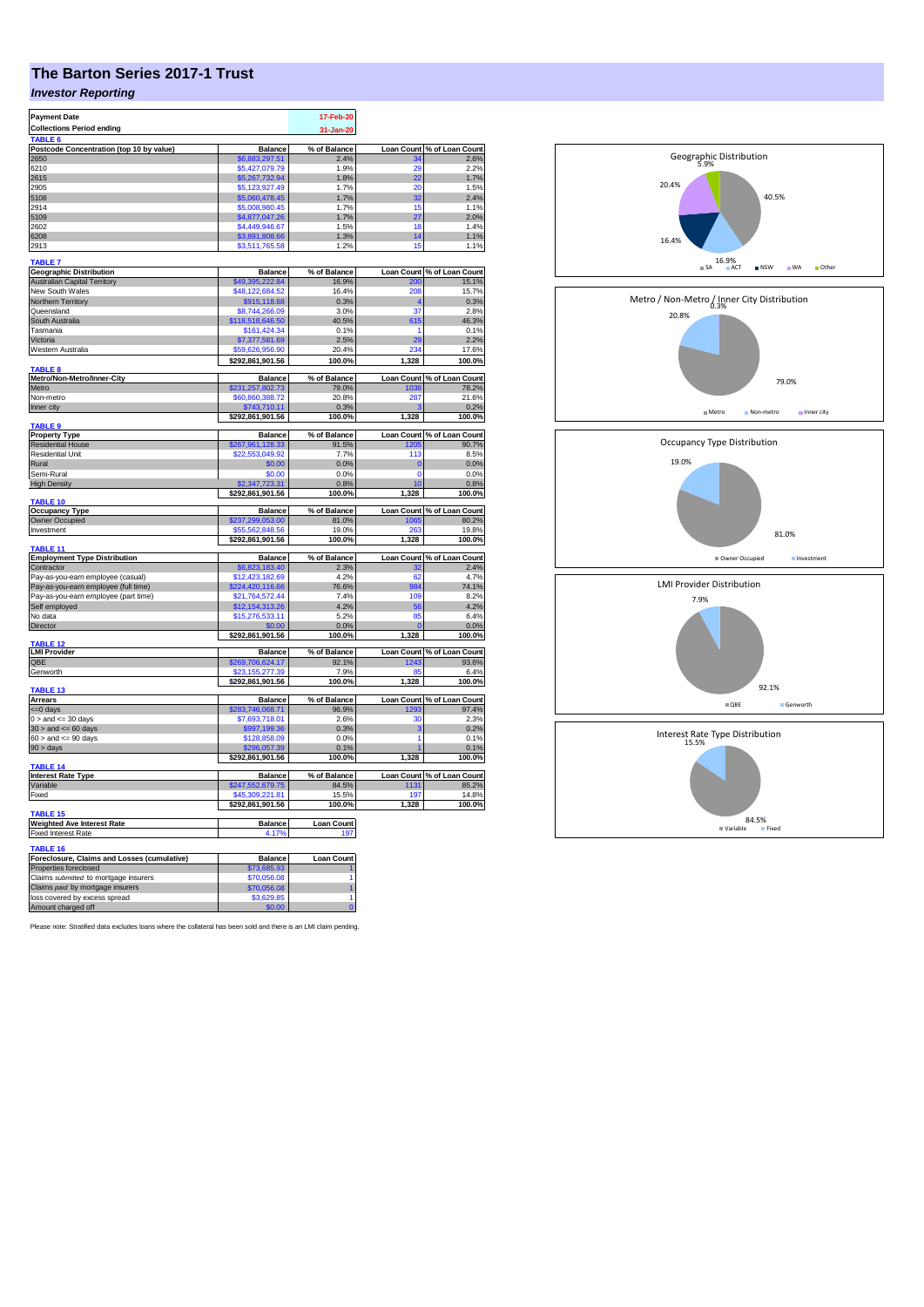# The Barton Series 2017-1 Trust

## *Investor Reporting*

| Payment Date | 17-Feb-20 |
|---|---|
| Collections Period ending | 31-Jan-20 |

**TABLE 6**

| Postcode Concentration (top 10 by value) | Balance | % of Balance | Loan Count | % of Loan Count |
|---|---|---|---|---|
| 2650 | $6,883,297.51 | 2.4% | 34 | 2.6% |
| 6210 | $5,427,079.79 | 1.9% | 29 | 2.2% |
| 2615 | $5,267,732.94 | 1.8% | 22 | 1.7% |
| 2905 | $5,123,927.49 | 1.7% | 20 | 1.5% |
| 5108 | $5,060,478.45 | 1.7% | 32 | 2.4% |
| 2914 | $5,008,980.45 | 1.7% | 15 | 1.1% |
| 5109 | $4,877,047.26 | 1.7% | 27 | 2.0% |
| 2602 | $4,449,946.67 | 1.5% | 18 | 1.4% |
| 6208 | $3,891,808.66 | 1.3% | 14 | 1.1% |
| 2913 | $3,511,765.58 | 1.2% | 15 | 1.1% |

**TABLE 7**

| Geographic Distribution | Balance | % of Balance | Loan Count | % of Loan Count |
|---|---|---|---|---|
| Australian Capital Territory | $49,395,222.84 | 16.9% | 200 | 15.1% |
| New South Wales | $48,122,684.52 | 16.4% | 208 | 15.7% |
| Northern Territory | $915,118.68 | 0.3% | 4 | 0.3% |
| Queensland | $8,744,266.09 | 3.0% | 37 | 2.8% |
| South Australia | $118,518,646.50 | 40.5% | 615 | 46.3% |
| Tasmania | $161,424.34 | 0.1% | 1 | 0.1% |
| Victoria | $7,377,581.69 | 2.5% | 29 | 2.2% |
| Western Australia | $59,626,956.90 | 20.4% | 234 | 17.6% |
| | $292,861,901.56 | 100.0% | 1,328 | 100.0% |

**TABLE 8**

| Metro/Non-Metro/Inner-City | Balance | % of Balance | Loan Count | % of Loan Count |
|---|---|---|---|---|
| Metro | $231,257,802.73 | 79.0% | 1038 | 78.2% |
| Non-metro | $60,860,388.72 | 20.8% | 287 | 21.6% |
| Inner city | $743,710.11 | 0.3% | 3 | 0.2% |
| | $292,861,901.56 | 100.0% | 1,328 | 100.0% |

**TABLE 9**

| Property Type | Balance | % of Balance | Loan Count | % of Loan Count |
|---|---|---|---|---|
| Residential House | $267,961,128.33 | 91.5% | 1205 | 90.7% |
| Residential Unit | $22,553,049.92 | 7.7% | 113 | 8.5% |
| Rural | $0.00 | 0.0% | 0 | 0.0% |
| Semi-Rural | $0.00 | 0.0% | 0 | 0.0% |
| High Density | $2,347,723.31 | 0.8% | 10 | 0.8% |
| | $292,861,901.56 | 100.0% | 1,328 | 100.0% |

**TABLE 10**

| Occupancy Type | Balance | % of Balance | Loan Count | % of Loan Count |
|---|---|---|---|---|
| Owner Occupied | $237,299,053.00 | 81.0% | 1065 | 80.2% |
| Investment | $55,562,848.56 | 19.0% | 263 | 19.8% |
| | $292,861,901.56 | 100.0% | 1,328 | 100.0% |

**TABLE 11**

| Employment Type Distribution | Balance | % of Balance | Loan Count | % of Loan Count |
|---|---|---|---|---|
| Contractor | $6,823,183.40 | 2.3% | 32 | 2.4% |
| Pay-as-you-earn employee (casual) | $12,423,182.69 | 4.2% | 62 | 4.7% |
| Pay-as-you-earn employee (full time) | $224,420,116.66 | 76.6% | 984 | 74.1% |
| Pay-as-you-earn employee (part time) | $21,764,572.44 | 7.4% | 109 | 8.2% |
| Self employed | $12,154,313.26 | 4.2% | 56 | 4.2% |
| No data | $15,276,533.11 | 5.2% | 85 | 6.4% |
| Director | $0.00 | 0.0% | 0 | 0.0% |
| | $292,861,901.56 | 100.0% | 1,328 | 100.0% |

**TABLE 12**

| LMI Provider | Balance | % of Balance | Loan Count | % of Loan Count |
|---|---|---|---|---|
| QBE | $269,706,624.17 | 92.1% | 1243 | 93.6% |
| Genworth | $23,155,277.39 | 7.9% | 85 | 6.4% |
| | $292,861,901.56 | 100.0% | 1,328 | 100.0% |

**TABLE 13**

| Arrears | Balance | % of Balance | Loan Count | % of Loan Count |
|---|---|---|---|---|
| <=0 days | $283,746,068.71 | 96.9% | 1293 | 97.4% |
| 0 > and <= 30 days | $7,693,718.01 | 2.6% | 30 | 2.3% |
| 30 > and <= 60 days | $997,199.36 | 0.3% | 3 | 0.2% |
| 60 > and <= 90 days | $128,858.09 | 0.0% | 1 | 0.1% |
| 90 > days | $296,057.39 | 0.1% | 1 | 0.1% |
| | $292,861,901.56 | 100.0% | 1,328 | 100.0% |

**TABLE 14**

| Interest Rate Type | Balance | % of Balance | Loan Count | % of Loan Count |
|---|---|---|---|---|
| Variable | $247,552,679.75 | 84.5% | 1131 | 85.2% |
| Fixed | $45,309,221.81 | 15.5% | 197 | 14.8% |
| | $292,861,901.56 | 100.0% | 1,328 | 100.0% |

**TABLE 15**

| Weighted Ave Interest Rate | Balance | Loan Count |
|---|---|---|
| Fixed Interest Rate | 4.17% | 197 |

**TABLE 16**

| Foreclosure, Claims and Losses (cumulative) | Balance | Loan Count |
|---|---|---|
| Properties foreclosed | $73,685.93 | 1 |
| Claims *submitted* to mortgage insurers | $70,056.08 | 1 |
| Claims *paid* by mortgage insurers | $70,056.08 | 1 |
| loss covered by excess spread | $3,629.85 | 1 |
| Amount charged off | $0.00 | 0 |

Please note: Stratified data excludes loans where the collateral has been sold and there is an LMI claim pending.

Geographic Distribution: SA 40.5%, ACT 16.9%, NSW 16.4%, WA 20.4%, Other 5.9%

Metro / Non-Metro / Inner City Distribution: Metro 79.0%, Non-metro 20.8%, Inner city 0.3%

Occupancy Type Distribution: Owner Occupied 81.0%, Investment 19.0%

LMI Provider Distribution: QBE 92.1%, Genworth 7.9%

Interest Rate Type Distribution: Variable 84.5%, Fixed 15.5%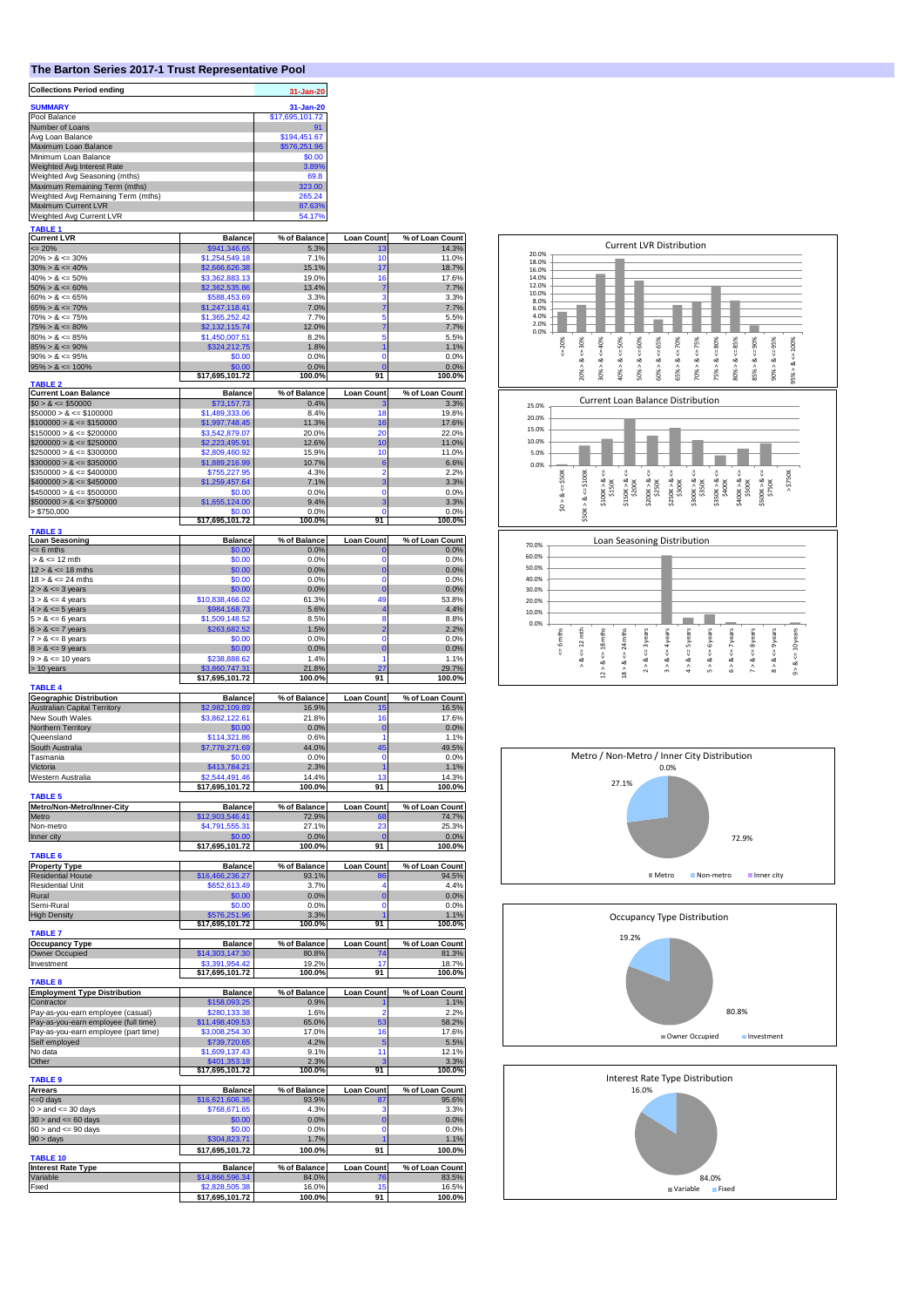# The Barton Series 2017-1 Trust Representative Pool

| Collections Period ending | 31-Jan-20 |
|---|---|

| SUMMARY | 31-Jan-20 |
|---|---|
| Pool Balance | $17,695,101.72 |
| Number of Loans | 91 |
| Avg Loan Balance | $194,451.67 |
| Maximum Loan Balance | $576,251.96 |
| Minimum Loan Balance | $0.00 |
| Weighted Avg Interest Rate | 3.89% |
| Weighted Avg Seasoning (mths) | 69.8 |
| Maximum Remaining Term (mths) | 323.00 |
| Weighted Avg Remaining Term (mths) | 265.24 |
| Maximum Current LVR | 87.63% |
| Weighted Avg Current LVR | 54.17% |

**TABLE 1**

| Current LVR | Balance | % of Balance | Loan Count | % of Loan Count |
|---|---|---|---|---|
| <= 20% | $941,346.65 | 5.3% | 13 | 14.3% |
| 20% > & <= 30% | $1,254,549.18 | 7.1% | 10 | 11.0% |
| 30% > & <= 40% | $2,669,626.38 | 15.1% | 17 | 18.7% |
| 40% > & <= 50% | $3,362,883.13 | 19.0% | 16 | 17.6% |
| 50% > & <= 60% | $2,362,535.86 | 13.4% | 7 | 7.7% |
| 60% > & <= 65% | $588,453.69 | 3.3% | 3 | 3.3% |
| 65% > & <= 70% | $1,247,118.41 | 7.0% | 7 | 7.7% |
| 70% > & <= 75% | $1,365,252.42 | 7.7% | 5 | 5.5% |
| 75% > & <= 80% | $2,132,115.74 | 12.0% | 7 | 7.7% |
| 80% > & <= 85% | $1,450,007.51 | 8.2% | 5 | 5.5% |
| 85% > & <= 90% | $324,212.75 | 1.8% | 1 | 1.1% |
| 90% > & <= 95% | $0.00 | 0.0% | 0 | 0.0% |
| 95% > & <= 100% | $0.00 | 0.0% | 0 | 0.0% |
| | $17,695,101.72 | 100.0% | 91 | 100.0% |

Current LVR Distribution

20.0%
18.0%
16.0%
14.0%
12.0%
10.0%
8.0%
6.0%
4.0%
2.0%
0.0%

<= 20%
20% > & <= 30%
30% > & <= 40%
40% > & <= 50%
50% > & <= 60%
60% > & <= 65%
65% > & <= 70%
70% > & <= 75%
75% > & <= 80%
80% > & <= 85%
85% > & <= 90%
90% > & <= 95%
95% > & <= 100%

**TABLE 2**

| Current Loan Balance | Balance | % of Balance | Loan Count | % of Loan Count |
|---|---|---|---|---|
| $0 > & <= $50000 | $73,157.73 | 0.4% | 3 | 3.3% |
| $50000 > & <= $100000 | $1,489,333.06 | 8.4% | 18 | 19.8% |
| $100000 > & <= $150000 | $1,997,748.45 | 11.3% | 16 | 17.6% |
| $150000 > & <= $200000 | $3,542,879.07 | 20.0% | 20 | 22.0% |
| $200000 > & <= $250000 | $2,223,495.91 | 12.6% | 10 | 11.0% |
| $250000 > & <= $300000 | $2,809,460.92 | 15.9% | 10 | 11.0% |
| $300000 > & <= $350000 | $1,889,216.99 | 10.7% | 6 | 6.6% |
| $350000 > & <= $400000 | $755,227.95 | 4.3% | 2 | 2.2% |
| $400000 > & <= $450000 | $1,259,457.64 | 7.1% | 3 | 3.3% |
| $450000 > & <= $500000 | $0.00 | 0.0% | 0 | 0.0% |
| $500000 > & <= $750000 | $1,655,124.00 | 9.4% | 3 | 3.3% |
| > $750,000 | $0.00 | 0.0% | 0 | 0.0% |
| | $17,695,101.72 | 100.0% | 91 | 100.0% |

Current Loan Balance Distribution

25.0%
20.0%
15.0%
10.0%
5.0%
0.0%

$0 > & <= $50K
$50K > & <= $100K
$100K > & <= $150K
$150K > & <= $200K
$200K > & <= $250K
$250K > & <= $300K
$300K > & <= $350K
$350K > & <= $400K
$400K > & <= $500K
$500K > & <= $750K
> $750K

**TABLE 3**

| Loan Seasoning | Balance | % of Balance | Loan Count | % of Loan Count |
|---|---|---|---|---|
| <= 6 mths | $0.00 | 0.0% | 0 | 0.0% |
| > & <= 12 mth | $0.00 | 0.0% | 0 | 0.0% |
| 12 > & <= 18 mths | $0.00 | 0.0% | 0 | 0.0% |
| 18 > & <= 24 mths | $0.00 | 0.0% | 0 | 0.0% |
| 2 > & <= 3 years | $0.00 | 0.0% | 0 | 0.0% |
| 3 > & <= 4 years | $10,838,466.02 | 61.3% | 49 | 53.8% |
| 4 > & <= 5 years | $984,168.73 | 5.6% | 4 | 4.4% |
| 5 > & <= 6 years | $1,509,148.52 | 8.5% | 8 | 8.8% |
| 6 > & <= 7 years | $263,682.52 | 1.5% | 2 | 2.2% |
| 7 > & <= 8 years | $0.00 | 0.0% | 0 | 0.0% |
| 8 > & <= 9 years | $0.00 | 0.0% | 0 | 0.0% |
| 9 > & <= 10 years | $238,888.62 | 1.4% | 1 | 1.1% |
| > 10 years | $3,860,747.31 | 21.8% | 27 | 29.7% |
| | $17,695,101.72 | 100.0% | 91 | 100.0% |

Loan Seasoning Distribution

70.0%
60.0%
50.0%
40.0%
30.0%
20.0%
10.0%
0.0%

<= 6 mths
> & <= 12 mth
12 > & <= 18 mths
18 > & <= 24 mths
2 > & <= 3 years
3 > & <= 4 years
4 > & <= 5 years
5 > & <= 6 years
6 > & <= 7 years
7 > & <= 8 years
8 > & <= 9 years
9 > & <= 10 years

**TABLE 4**

| Geographic Distribution | Balance | % of Balance | Loan Count | % of Loan Count |
|---|---|---|---|---|
| Australian Capital Territory | $2,982,109.89 | 16.9% | 15 | 16.5% |
| New South Wales | $3,862,122.61 | 21.8% | 16 | 17.6% |
| Northern Territory | $0.00 | 0.0% | 0 | 0.0% |
| Queensland | $114,321.86 | 0.6% | 1 | 1.1% |
| South Australia | $7,778,271.69 | 44.0% | 45 | 49.5% |
| Tasmania | $0.00 | 0.0% | 0 | 0.0% |
| Victoria | $413,784.21 | 2.3% | 1 | 1.1% |
| Western Australia | $2,544,491.46 | 14.4% | 13 | 14.3% |
| | $17,695,101.72 | 100.0% | 91 | 100.0% |

**TABLE 5**

| Metro/Non-Metro/Inner-City | Balance | % of Balance | Loan Count | % of Loan Count |
|---|---|---|---|---|
| Metro | $12,903,546.41 | 72.9% | 68 | 74.7% |
| Non-metro | $4,791,555.31 | 27.1% | 23 | 25.3% |
| Inner city | $0.00 | 0.0% | 0 | 0.0% |
| | $17,695,101.72 | 100.0% | 91 | 100.0% |

Metro / Non-Metro / Inner City Distribution

0.0%
27.1%
72.9%

Metro
Non-metro
Inner city

**TABLE 6**

| Property Type | Balance | % of Balance | Loan Count | % of Loan Count |
|---|---|---|---|---|
| Residential House | $16,466,236.27 | 93.1% | 86 | 94.5% |
| Residential Unit | $652,613.49 | 3.7% | 4 | 4.4% |
| Rural | $0.00 | 0.0% | 0 | 0.0% |
| Semi-Rural | $0.00 | 0.0% | 0 | 0.0% |
| High Density | $576,251.96 | 3.3% | 1 | 1.1% |
| | $17,695,101.72 | 100.0% | 91 | 100.0% |

**TABLE 7**

| Occupancy Type | Balance | % of Balance | Loan Count | % of Loan Count |
|---|---|---|---|---|
| Owner Occupied | $14,303,147.30 | 80.8% | 74 | 81.3% |
| Investment | $3,391,954.42 | 19.2% | 17 | 18.7% |
| | $17,695,101.72 | 100.0% | 91 | 100.0% |

Occupancy Type Distribution

19.2%
80.8%

Owner Occupied
Investment

**TABLE 8**

| Employment Type Distribution | Balance | % of Balance | Loan Count | % of Loan Count |
|---|---|---|---|---|
| Contractor | $158,093.25 | 0.9% | 1 | 1.1% |
| Pay-as-you-earn employee (casual) | $280,133.38 | 1.6% | 2 | 2.2% |
| Pay-as-you-earn employee (full time) | $11,498,409.53 | 65.0% | 53 | 58.2% |
| Pay-as-you-earn employee (part time) | $3,008,254.30 | 17.0% | 16 | 17.6% |
| Self employed | $739,720.65 | 4.2% | 5 | 5.5% |
| No data | $1,609,137.43 | 9.1% | 11 | 12.1% |
| Other | $401,353.18 | 2.3% | 3 | 3.3% |
| | $17,695,101.72 | 100.0% | 91 | 100.0% |

**TABLE 9**

| Arrears | Balance | % of Balance | Loan Count | % of Loan Count |
|---|---|---|---|---|
| <=0 days | $16,621,606.36 | 93.9% | 87 | 95.6% |
| 0 > and <= 30 days | $768,671.65 | 4.3% | 3 | 3.3% |
| 30 > and <= 60 days | $0.00 | 0.0% | 0 | 0.0% |
| 60 > and <= 90 days | $0.00 | 0.0% | 0 | 0.0% |
| 90 > days | $304,823.71 | 1.7% | 1 | 1.1% |
| | $17,695,101.72 | 100.0% | 91 | 100.0% |

**TABLE 10**

| Interest Rate Type | Balance | % of Balance | Loan Count | % of Loan Count |
|---|---|---|---|---|
| Variable | $14,866,596.34 | 84.0% | 76 | 83.5% |
| Fixed | $2,828,505.38 | 16.0% | 15 | 16.5% |
| | $17,695,101.72 | 100.0% | 91 | 100.0% |

Interest Rate Type Distribution

16.0%
84.0%

Variable
Fixed